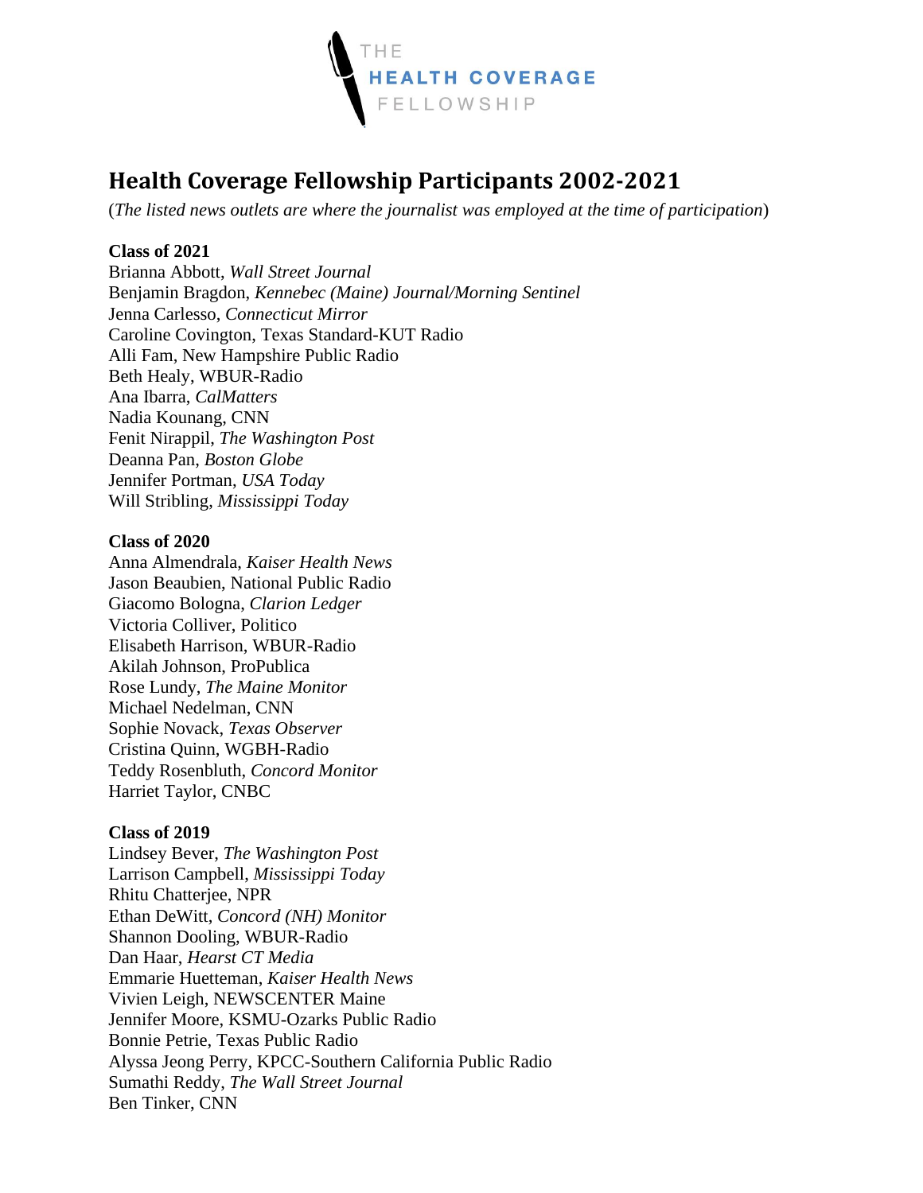# Health Coverage Fellowship Participants 2002-2021

(*The listed news outlets are where the journalist was employed at the time of participation*)

**Class of 2021**

Brianna Abbott, *Wall Street Journal*
Benjamin Bragdon, *Kennebec (Maine) Journal/Morning Sentinel*
Jenna Carlesso, *Connecticut Mirror*
Caroline Covington, Texas Standard-KUT Radio
Alli Fam, New Hampshire Public Radio
Beth Healy, WBUR-Radio
Ana Ibarra, *CalMatters*
Nadia Kounang, CNN
Fenit Nirappil, *The Washington Post*
Deanna Pan, *Boston Globe*
Jennifer Portman, *USA Today*
Will Stribling, *Mississippi Today*

**Class of 2020**

Anna Almendrala, *Kaiser Health News*
Jason Beaubien, National Public Radio
Giacomo Bologna, *Clarion Ledger*
Victoria Colliver, Politico
Elisabeth Harrison, WBUR-Radio
Akilah Johnson, ProPublica
Rose Lundy, *The Maine Monitor*
Michael Nedelman, CNN
Sophie Novack, *Texas Observer*
Cristina Quinn, WGBH-Radio
Teddy Rosenbluth, *Concord Monitor*
Harriet Taylor, CNBC

**Class of 2019**

Lindsey Bever, *The Washington Post*
Larrison Campbell, *Mississippi Today*
Rhitu Chatterjee, NPR
Ethan DeWitt, *Concord (NH) Monitor*
Shannon Dooling, WBUR-Radio
Dan Haar, *Hearst CT Media*
Emmarie Huetteman, *Kaiser Health News*
Vivien Leigh, NEWSCENTER Maine
Jennifer Moore, KSMU-Ozarks Public Radio
Bonnie Petrie, Texas Public Radio
Alyssa Jeong Perry, KPCC-Southern California Public Radio
Sumathi Reddy, *The Wall Street Journal*
Ben Tinker, CNN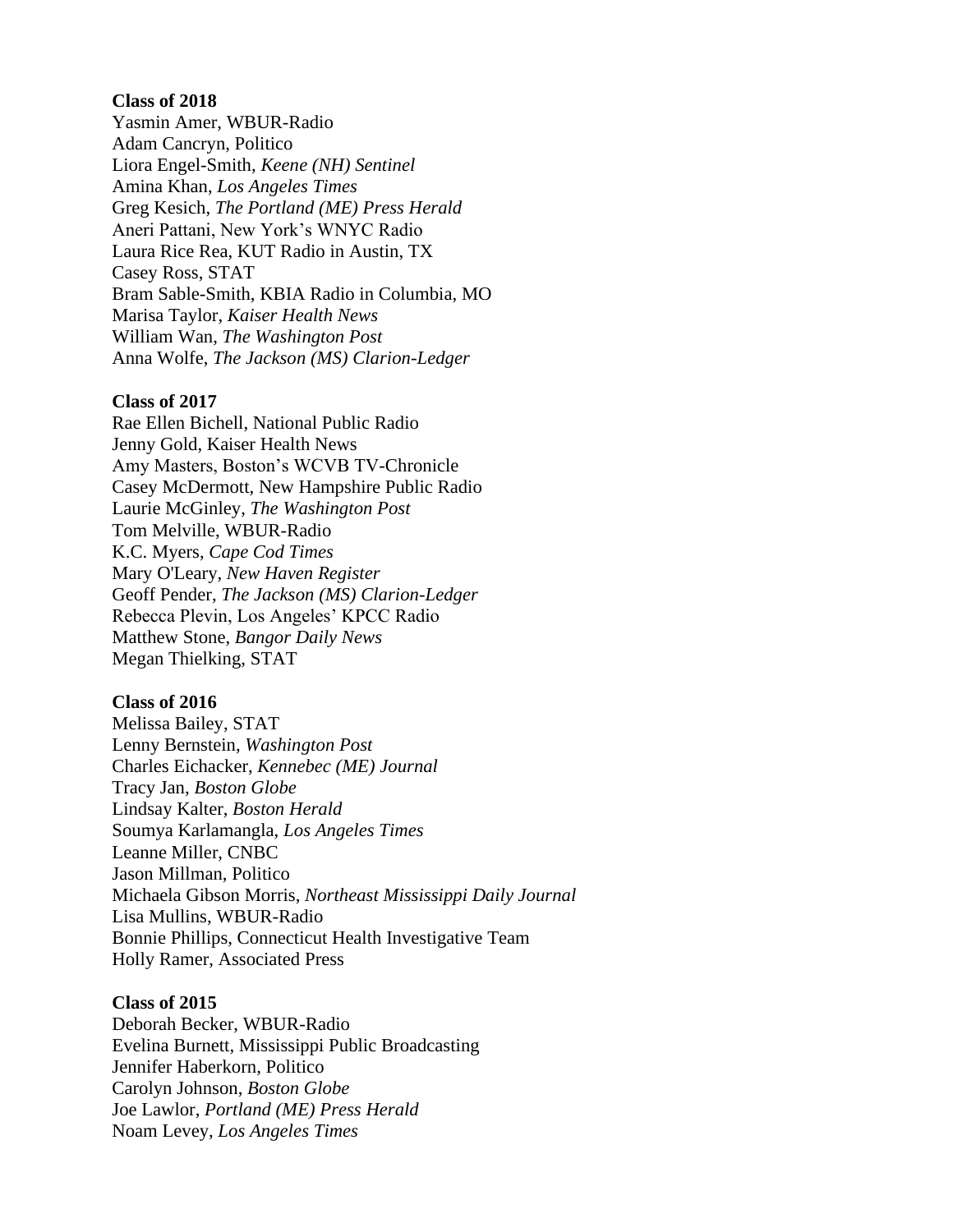**Class of 2018**
Yasmin Amer, WBUR-Radio
Adam Cancryn, Politico
Liora Engel-Smith, *Keene (NH) Sentinel*
Amina Khan, *Los Angeles Times*
Greg Kesich, *The Portland (ME) Press Herald*
Aneri Pattani, New York's WNYC Radio
Laura Rice Rea, KUT Radio in Austin, TX
Casey Ross, STAT
Bram Sable-Smith, KBIA Radio in Columbia, MO
Marisa Taylor, *Kaiser Health News*
William Wan, *The Washington Post*
Anna Wolfe, *The Jackson (MS) Clarion-Ledger*

**Class of 2017**
Rae Ellen Bichell, National Public Radio
Jenny Gold, Kaiser Health News
Amy Masters, Boston's WCVB TV-Chronicle
Casey McDermott, New Hampshire Public Radio
Laurie McGinley, *The Washington Post*
Tom Melville, WBUR-Radio
K.C. Myers, *Cape Cod Times*
Mary O'Leary, *New Haven Register*
Geoff Pender, *The Jackson (MS) Clarion-Ledger*
Rebecca Plevin, Los Angeles' KPCC Radio
Matthew Stone, *Bangor Daily News*
Megan Thielking, STAT

**Class of 2016**
Melissa Bailey, STAT
Lenny Bernstein, *Washington Post*
Charles Eichacker, *Kennebec (ME) Journal*
Tracy Jan, *Boston Globe*
Lindsay Kalter, *Boston Herald*
Soumya Karlamangla, *Los Angeles Times*
Leanne Miller, CNBC
Jason Millman, Politico
Michaela Gibson Morris, *Northeast Mississippi Daily Journal*
Lisa Mullins, WBUR-Radio
Bonnie Phillips, Connecticut Health Investigative Team
Holly Ramer, Associated Press

**Class of 2015**
Deborah Becker, WBUR-Radio
Evelina Burnett, Mississippi Public Broadcasting
Jennifer Haberkorn, Politico
Carolyn Johnson, *Boston Globe*
Joe Lawlor, *Portland (ME) Press Herald*
Noam Levey, *Los Angeles Times*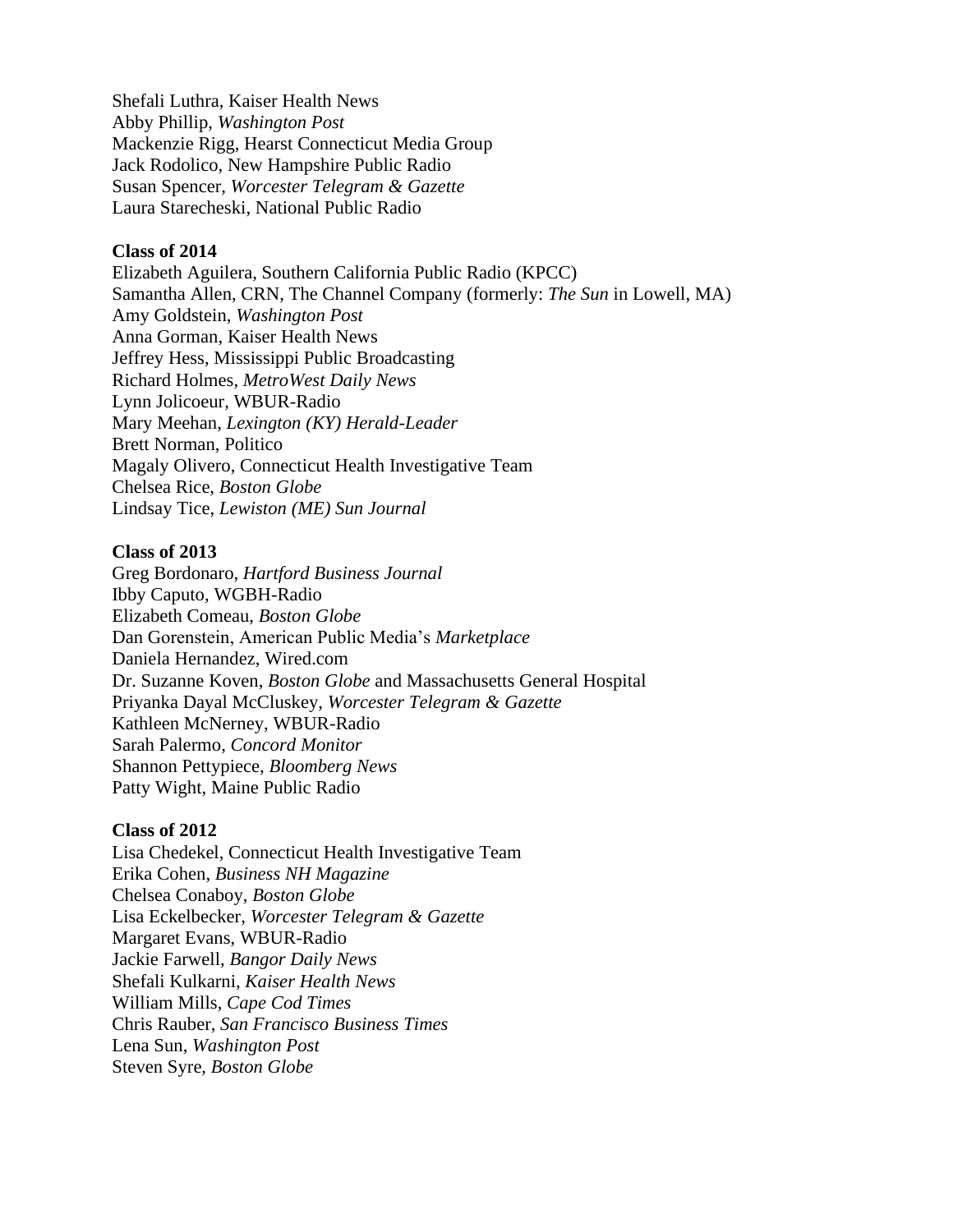Shefali Luthra, Kaiser Health News
Abby Phillip, *Washington Post*
Mackenzie Rigg, Hearst Connecticut Media Group
Jack Rodolico, New Hampshire Public Radio
Susan Spencer, *Worcester Telegram & Gazette*
Laura Starecheski, National Public Radio

**Class of 2014**
Elizabeth Aguilera, Southern California Public Radio (KPCC)
Samantha Allen, CRN, The Channel Company (formerly: *The Sun* in Lowell, MA)
Amy Goldstein, *Washington Post*
Anna Gorman, Kaiser Health News
Jeffrey Hess, Mississippi Public Broadcasting
Richard Holmes, *MetroWest Daily News*
Lynn Jolicoeur, WBUR-Radio
Mary Meehan, *Lexington (KY) Herald-Leader*
Brett Norman, Politico
Magaly Olivero, Connecticut Health Investigative Team
Chelsea Rice, *Boston Globe*
Lindsay Tice, *Lewiston (ME) Sun Journal*

**Class of 2013**
Greg Bordonaro, *Hartford Business Journal*
Ibby Caputo, WGBH-Radio
Elizabeth Comeau, *Boston Globe*
Dan Gorenstein, American Public Media's *Marketplace*
Daniela Hernandez, Wired.com
Dr. Suzanne Koven, *Boston Globe* and Massachusetts General Hospital
Priyanka Dayal McCluskey, *Worcester Telegram & Gazette*
Kathleen McNerney, WBUR-Radio
Sarah Palermo, *Concord Monitor*
Shannon Pettypiece, *Bloomberg News*
Patty Wight, Maine Public Radio

**Class of 2012**
Lisa Chedekel, Connecticut Health Investigative Team
Erika Cohen, *Business NH Magazine*
Chelsea Conaboy, *Boston Globe*
Lisa Eckelbecker, *Worcester Telegram & Gazette*
Margaret Evans, WBUR-Radio
Jackie Farwell, *Bangor Daily News*
Shefali Kulkarni, *Kaiser Health News*
William Mills, *Cape Cod Times*
Chris Rauber, *San Francisco Business Times*
Lena Sun, *Washington Post*
Steven Syre, *Boston Globe*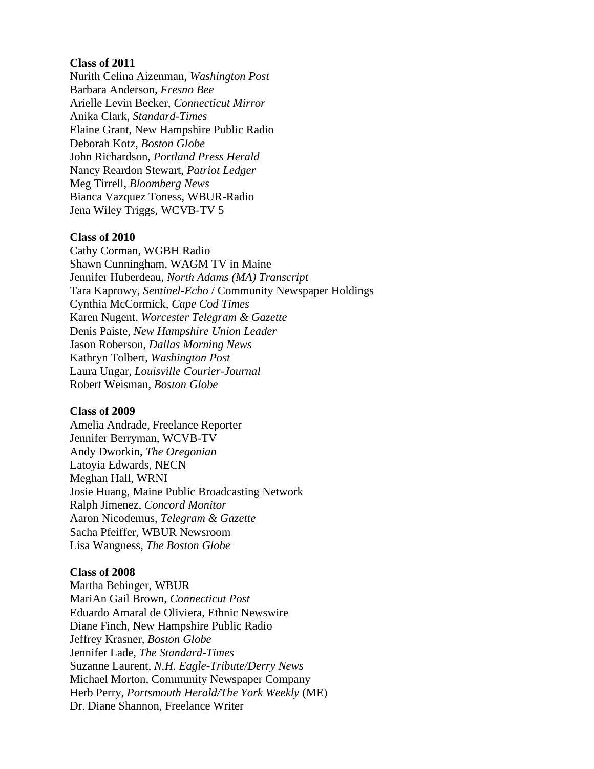**Class of 2011**

Nurith Celina Aizenman, *Washington Post*
Barbara Anderson, *Fresno Bee*
Arielle Levin Becker, *Connecticut Mirror*
Anika Clark, *Standard-Times*
Elaine Grant, New Hampshire Public Radio
Deborah Kotz, *Boston Globe*
John Richardson, *Portland Press Herald*
Nancy Reardon Stewart, *Patriot Ledger*
Meg Tirrell, *Bloomberg News*
Bianca Vazquez Toness, WBUR-Radio
Jena Wiley Triggs, WCVB-TV 5

**Class of 2010**

Cathy Corman, WGBH Radio
Shawn Cunningham, WAGM TV in Maine
Jennifer Huberdeau, *North Adams (MA) Transcript*
Tara Kaprowy, *Sentinel-Echo* / Community Newspaper Holdings
Cynthia McCormick, *Cape Cod Times*
Karen Nugent, *Worcester Telegram & Gazette*
Denis Paiste, *New Hampshire Union Leader*
Jason Roberson, *Dallas Morning News*
Kathryn Tolbert, *Washington Post*
Laura Ungar, *Louisville Courier-Journal*
Robert Weisman, *Boston Globe*

**Class of 2009**

Amelia Andrade, Freelance Reporter
Jennifer Berryman, WCVB-TV
Andy Dworkin, *The Oregonian*
Latoyia Edwards, NECN
Meghan Hall, WRNI
Josie Huang, Maine Public Broadcasting Network
Ralph Jimenez, *Concord Monitor*
Aaron Nicodemus, *Telegram & Gazette*
Sacha Pfeiffer, WBUR Newsroom
Lisa Wangness, *The Boston Globe*

**Class of 2008**

Martha Bebinger, WBUR
MariAn Gail Brown, *Connecticut Post*
Eduardo Amaral de Oliviera, Ethnic Newswire
Diane Finch, New Hampshire Public Radio
Jeffrey Krasner, *Boston Globe*
Jennifer Lade, *The Standard-Times*
Suzanne Laurent, *N.H. Eagle-Tribute/Derry News*
Michael Morton, Community Newspaper Company
Herb Perry, *Portsmouth Herald/The York Weekly* (ME)
Dr. Diane Shannon, Freelance Writer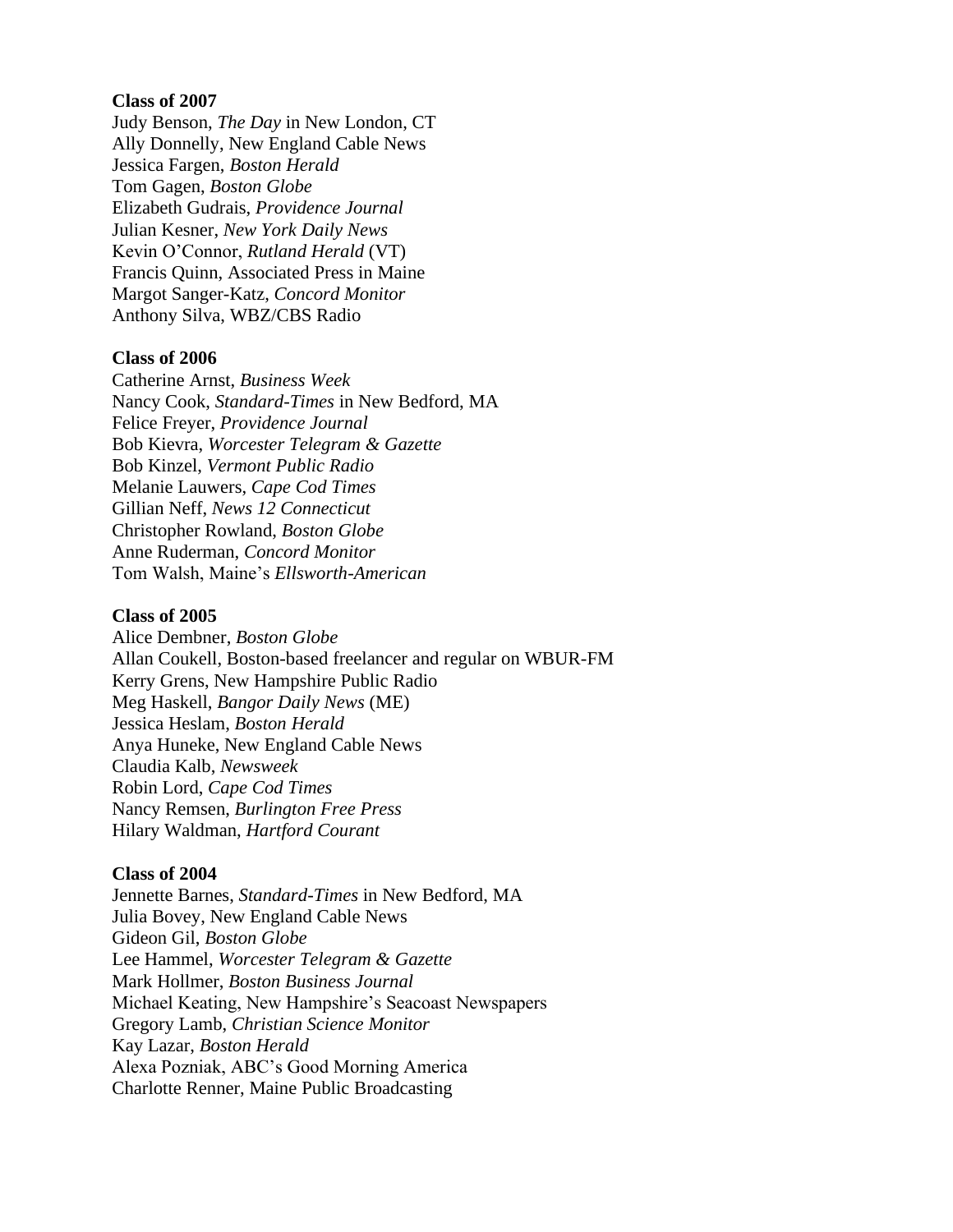**Class of 2007**

Judy Benson, *The Day* in New London, CT
Ally Donnelly, New England Cable News
Jessica Fargen, *Boston Herald*
Tom Gagen, *Boston Globe*
Elizabeth Gudrais, *Providence Journal*
Julian Kesner, *New York Daily News*
Kevin O'Connor, *Rutland Herald* (VT)
Francis Quinn, Associated Press in Maine
Margot Sanger-Katz, *Concord Monitor*
Anthony Silva, WBZ/CBS Radio

**Class of 2006**

Catherine Arnst, *Business Week*
Nancy Cook, *Standard-Times* in New Bedford, MA
Felice Freyer, *Providence Journal*
Bob Kievra, *Worcester Telegram & Gazette*
Bob Kinzel, *Vermont Public Radio*
Melanie Lauwers, *Cape Cod Times*
Gillian Neff, *News 12 Connecticut*
Christopher Rowland, *Boston Globe*
Anne Ruderman, *Concord Monitor*
Tom Walsh, Maine's *Ellsworth-American*

**Class of 2005**

Alice Dembner, *Boston Globe*
Allan Coukell, Boston-based freelancer and regular on WBUR-FM
Kerry Grens, New Hampshire Public Radio
Meg Haskell, *Bangor Daily News* (ME)
Jessica Heslam, *Boston Herald*
Anya Huneke, New England Cable News
Claudia Kalb, *Newsweek*
Robin Lord, *Cape Cod Times*
Nancy Remsen, *Burlington Free Press*
Hilary Waldman, *Hartford Courant*

**Class of 2004**

Jennette Barnes, *Standard-Times* in New Bedford, MA
Julia Bovey, New England Cable News
Gideon Gil, *Boston Globe*
Lee Hammel, *Worcester Telegram & Gazette*
Mark Hollmer, *Boston Business Journal*
Michael Keating, New Hampshire's Seacoast Newspapers
Gregory Lamb, *Christian Science Monitor*
Kay Lazar, *Boston Herald*
Alexa Pozniak, ABC's Good Morning America
Charlotte Renner, Maine Public Broadcasting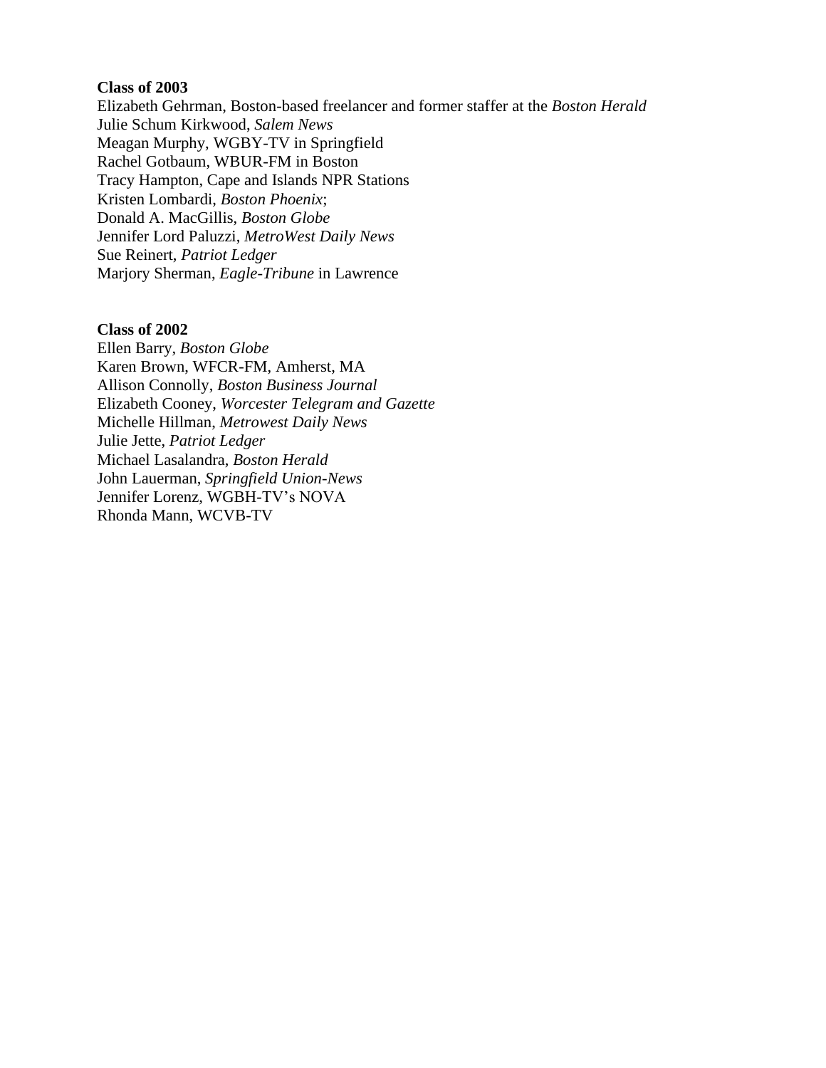**Class of 2003**

Elizabeth Gehrman, Boston-based freelancer and former staffer at the *Boston Herald*
Julie Schum Kirkwood, *Salem News*
Meagan Murphy, WGBY-TV in Springfield
Rachel Gotbaum, WBUR-FM in Boston
Tracy Hampton, Cape and Islands NPR Stations
Kristen Lombardi, *Boston Phoenix*;
Donald A. MacGillis, *Boston Globe*
Jennifer Lord Paluzzi, *MetroWest Daily News*
Sue Reinert, *Patriot Ledger*
Marjory Sherman, *Eagle-Tribune* in Lawrence

**Class of 2002**

Ellen Barry, *Boston Globe*
Karen Brown, WFCR-FM, Amherst, MA
Allison Connolly, *Boston Business Journal*
Elizabeth Cooney, *Worcester Telegram and Gazette*
Michelle Hillman, *Metrowest Daily News*
Julie Jette, *Patriot Ledger*
Michael Lasalandra, *Boston Herald*
John Lauerman, *Springfield Union-News*
Jennifer Lorenz, WGBH-TV's NOVA
Rhonda Mann, WCVB-TV